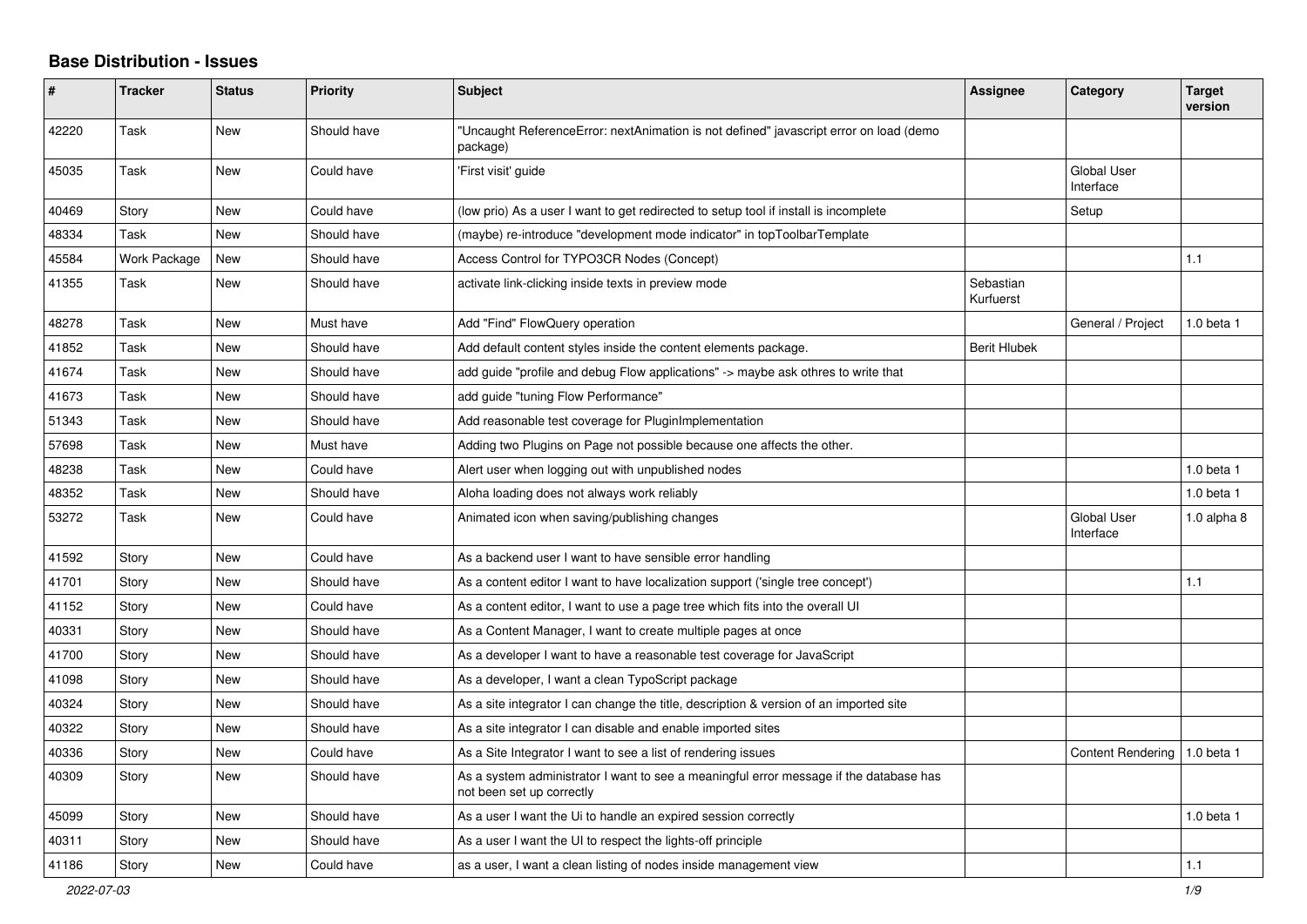## Base Distribution - Issues

| # | Tracker | Status | Priority | Subject | Assignee | Category | Target version |
|---|---|---|---|---|---|---|---|
| 42220 | Task | New | Should have | "Uncaught ReferenceError: nextAnimation is not defined" javascript error on load (demo package) | | | |
| 45035 | Task | New | Could have | 'First visit' guide | | Global User Interface | |
| 40469 | Story | New | Could have | (low prio) As a user I want to get redirected to setup tool if install is incomplete | | Setup | |
| 48334 | Task | New | Should have | (maybe) re-introduce "development mode indicator" in topToolbarTemplate | | | |
| 45584 | Work Package | New | Should have | Access Control for TYPO3CR Nodes (Concept) | | | 1.1 |
| 41355 | Task | New | Should have | activate link-clicking inside texts in preview mode | Sebastian Kurfuerst | | |
| 48278 | Task | New | Must have | Add "Find" FlowQuery operation | | General / Project | 1.0 beta 1 |
| 41852 | Task | New | Should have | Add default content styles inside the content elements package. | Berit Hlubek | | |
| 41674 | Task | New | Should have | add guide "profile and debug Flow applications" -> maybe ask othres to write that | | | |
| 41673 | Task | New | Should have | add guide "tuning Flow Performance" | | | |
| 51343 | Task | New | Should have | Add reasonable test coverage for PluginImplementation | | | |
| 57698 | Task | New | Must have | Adding two Plugins on Page not possible because one affects the other. | | | |
| 48238 | Task | New | Could have | Alert user when logging out with unpublished nodes | | | 1.0 beta 1 |
| 48352 | Task | New | Should have | Aloha loading does not always work reliably | | | 1.0 beta 1 |
| 53272 | Task | New | Could have | Animated icon when saving/publishing changes | | Global User Interface | 1.0 alpha 8 |
| 41592 | Story | New | Could have | As a backend user I want to have sensible error handling | | | |
| 41701 | Story | New | Should have | As a content editor I want to have localization support ('single tree concept') | | | 1.1 |
| 41152 | Story | New | Could have | As a content editor, I want to use a page tree which fits into the overall UI | | | |
| 40331 | Story | New | Should have | As a Content Manager, I want to create multiple pages at once | | | |
| 41700 | Story | New | Should have | As a developer I want to have a reasonable test coverage for JavaScript | | | |
| 41098 | Story | New | Should have | As a developer, I want a clean TypoScript package | | | |
| 40324 | Story | New | Should have | As a site integrator I can change the title, description & version of an imported site | | | |
| 40322 | Story | New | Should have | As a site integrator I can disable and enable imported sites | | | |
| 40336 | Story | New | Could have | As a Site Integrator I want to see a list of rendering issues | | Content Rendering | 1.0 beta 1 |
| 40309 | Story | New | Should have | As a system administrator I want to see a meaningful error message if the database has not been set up correctly | | | |
| 45099 | Story | New | Should have | As a user I want the Ui to handle an expired session correctly | | | 1.0 beta 1 |
| 40311 | Story | New | Should have | As a user I want the UI to respect the lights-off principle | | | |
| 41186 | Story | New | Could have | as a user, I want a clean listing of nodes inside management view | | | 1.1 |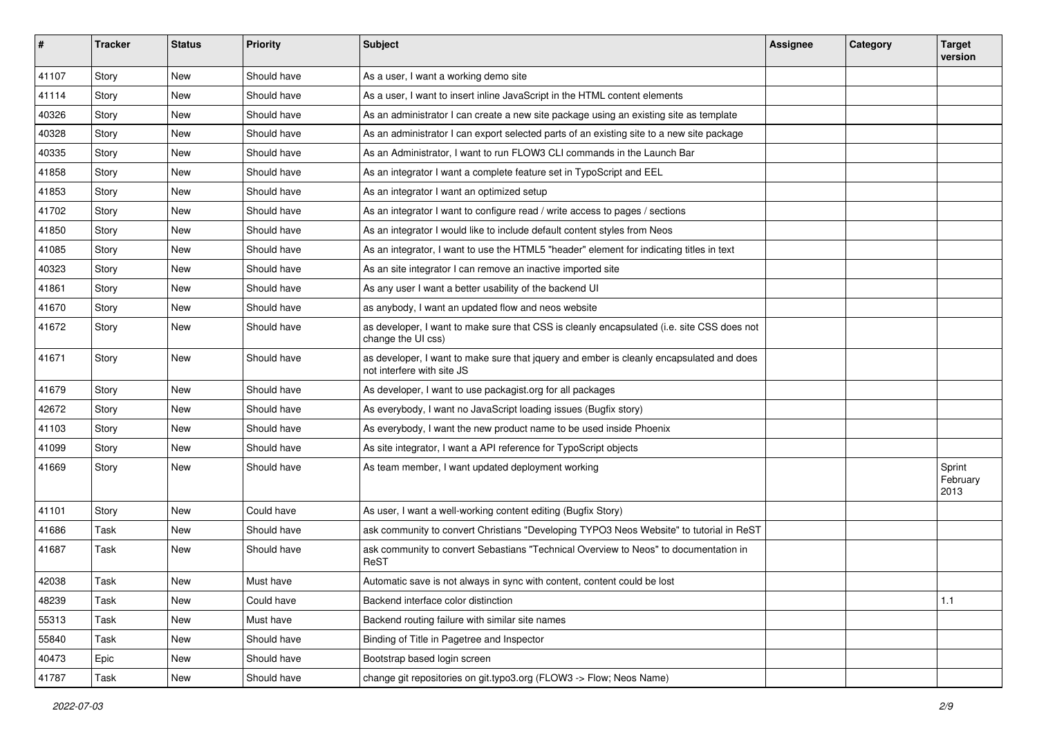| # | Tracker | Status | Priority | Subject | Assignee | Category | Target version |
|---|---|---|---|---|---|---|---|
| 41107 | Story | New | Should have | As a user, I want a working demo site | | | |
| 41114 | Story | New | Should have | As a user, I want to insert inline JavaScript in the HTML content elements | | | |
| 40326 | Story | New | Should have | As an administrator I can create a new site package using an existing site as template | | | |
| 40328 | Story | New | Should have | As an administrator I can export selected parts of an existing site to a new site package | | | |
| 40335 | Story | New | Should have | As an Administrator, I want to run FLOW3 CLI commands in the Launch Bar | | | |
| 41858 | Story | New | Should have | As an integrator I want a complete feature set in TypoScript and EEL | | | |
| 41853 | Story | New | Should have | As an integrator I want an optimized setup | | | |
| 41702 | Story | New | Should have | As an integrator I want to configure read / write access to pages / sections | | | |
| 41850 | Story | New | Should have | As an integrator I would like to include default content styles from Neos | | | |
| 41085 | Story | New | Should have | As an integrator, I want to use the HTML5 "header" element for indicating titles in text | | | |
| 40323 | Story | New | Should have | As an site integrator I can remove an inactive imported site | | | |
| 41861 | Story | New | Should have | As any user I want a better usability of the backend UI | | | |
| 41670 | Story | New | Should have | as anybody, I want an updated flow and neos website | | | |
| 41672 | Story | New | Should have | as developer, I want to make sure that CSS is cleanly encapsulated (i.e. site CSS does not change the UI css) | | | |
| 41671 | Story | New | Should have | as developer, I want to make sure that jquery and ember is cleanly encapsulated and does not interfere with site JS | | | |
| 41679 | Story | New | Should have | As developer, I want to use packagist.org for all packages | | | |
| 42672 | Story | New | Should have | As everybody, I want no JavaScript loading issues (Bugfix story) | | | |
| 41103 | Story | New | Should have | As everybody, I want the new product name to be used inside Phoenix | | | |
| 41099 | Story | New | Should have | As site integrator, I want a API reference for TypoScript objects | | | |
| 41669 | Story | New | Should have | As team member, I want updated deployment working | | | Sprint February 2013 |
| 41101 | Story | New | Could have | As user, I want a well-working content editing (Bugfix Story) | | | |
| 41686 | Task | New | Should have | ask community to convert Christians "Developing TYPO3 Neos Website" to tutorial in ReST | | | |
| 41687 | Task | New | Should have | ask community to convert Sebastians "Technical Overview to Neos" to documentation in ReST | | | |
| 42038 | Task | New | Must have | Automatic save is not always in sync with content, content could be lost | | | |
| 48239 | Task | New | Could have | Backend interface color distinction | | | 1.1 |
| 55313 | Task | New | Must have | Backend routing failure with similar site names | | | |
| 55840 | Task | New | Should have | Binding of Title in Pagetree and Inspector | | | |
| 40473 | Epic | New | Should have | Bootstrap based login screen | | | |
| 41787 | Task | New | Should have | change git repositories on git.typo3.org (FLOW3 -> Flow; Neos Name) | | | |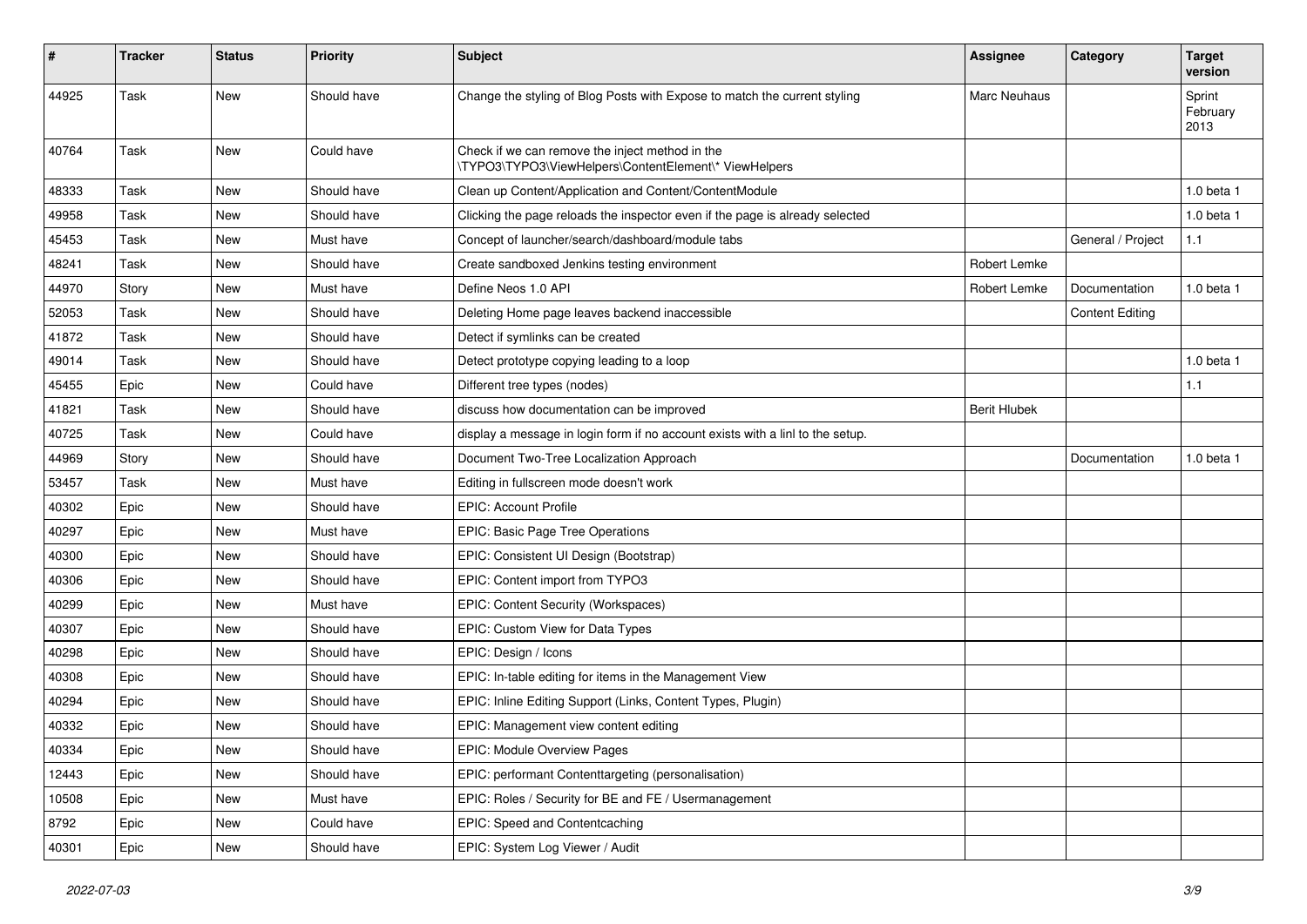| # | Tracker | Status | Priority | Subject | Assignee | Category | Target version |
|---|---|---|---|---|---|---|---|
| 44925 | Task | New | Should have | Change the styling of Blog Posts with Expose to match the current styling | Marc Neuhaus | | Sprint February 2013 |
| 40764 | Task | New | Could have | Check if we can remove the inject method in the \TYPO3\TYPO3\ViewHelpers\ContentElement\* ViewHelpers | | | |
| 48333 | Task | New | Should have | Clean up Content/Application and Content/ContentModule | | | 1.0 beta 1 |
| 49958 | Task | New | Should have | Clicking the page reloads the inspector even if the page is already selected | | | 1.0 beta 1 |
| 45453 | Task | New | Must have | Concept of launcher/search/dashboard/module tabs | | General / Project | 1.1 |
| 48241 | Task | New | Should have | Create sandboxed Jenkins testing environment | Robert Lemke | | |
| 44970 | Story | New | Must have | Define Neos 1.0 API | Robert Lemke | Documentation | 1.0 beta 1 |
| 52053 | Task | New | Should have | Deleting Home page leaves backend inaccessible | | Content Editing | |
| 41872 | Task | New | Should have | Detect if symlinks can be created | | | |
| 49014 | Task | New | Should have | Detect prototype copying leading to a loop | | | 1.0 beta 1 |
| 45455 | Epic | New | Could have | Different tree types (nodes) | | | 1.1 |
| 41821 | Task | New | Should have | discuss how documentation can be improved | Berit Hlubek | | |
| 40725 | Task | New | Could have | display a message in login form if no account exists with a linl to the setup. | | | |
| 44969 | Story | New | Should have | Document Two-Tree Localization Approach | | Documentation | 1.0 beta 1 |
| 53457 | Task | New | Must have | Editing in fullscreen mode doesn't work | | | |
| 40302 | Epic | New | Should have | EPIC: Account Profile | | | |
| 40297 | Epic | New | Must have | EPIC: Basic Page Tree Operations | | | |
| 40300 | Epic | New | Should have | EPIC: Consistent UI Design (Bootstrap) | | | |
| 40306 | Epic | New | Should have | EPIC: Content import from TYPO3 | | | |
| 40299 | Epic | New | Must have | EPIC: Content Security (Workspaces) | | | |
| 40307 | Epic | New | Should have | EPIC: Custom View for Data Types | | | |
| 40298 | Epic | New | Should have | EPIC: Design / Icons | | | |
| 40308 | Epic | New | Should have | EPIC: In-table editing for items in the Management View | | | |
| 40294 | Epic | New | Should have | EPIC: Inline Editing Support (Links, Content Types, Plugin) | | | |
| 40332 | Epic | New | Should have | EPIC: Management view content editing | | | |
| 40334 | Epic | New | Should have | EPIC: Module Overview Pages | | | |
| 12443 | Epic | New | Should have | EPIC: performant Contenttargeting (personalisation) | | | |
| 10508 | Epic | New | Must have | EPIC: Roles / Security for BE and FE / Usermanagement | | | |
| 8792 | Epic | New | Could have | EPIC: Speed and Contentcaching | | | |
| 40301 | Epic | New | Should have | EPIC: System Log Viewer / Audit | | | |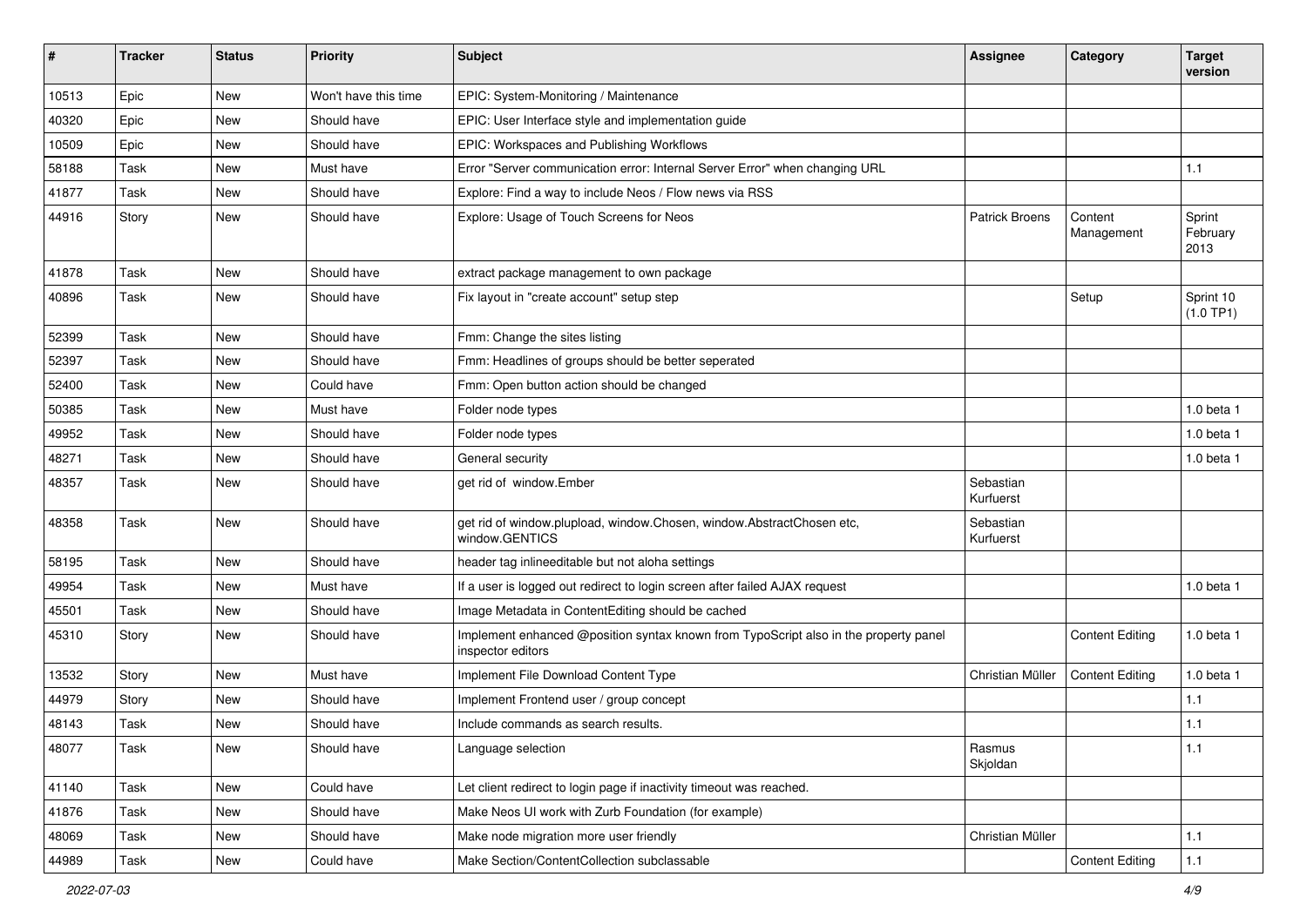| # | Tracker | Status | Priority | Subject | Assignee | Category | Target version |
|---|---|---|---|---|---|---|---|
| 10513 | Epic | New | Won't have this time | EPIC: System-Monitoring / Maintenance | | | |
| 40320 | Epic | New | Should have | EPIC: User Interface style and implementation guide | | | |
| 10509 | Epic | New | Should have | EPIC: Workspaces and Publishing Workflows | | | |
| 58188 | Task | New | Must have | Error "Server communication error: Internal Server Error" when changing URL | | | 1.1 |
| 41877 | Task | New | Should have | Explore: Find a way to include Neos / Flow news via RSS | | | |
| 44916 | Story | New | Should have | Explore: Usage of Touch Screens for Neos | Patrick Broens | Content Management | Sprint February 2013 |
| 41878 | Task | New | Should have | extract package management to own package | | | |
| 40896 | Task | New | Should have | Fix layout in "create account" setup step | | Setup | Sprint 10 (1.0 TP1) |
| 52399 | Task | New | Should have | Fmm: Change the sites listing | | | |
| 52397 | Task | New | Should have | Fmm: Headlines of groups should be better seperated | | | |
| 52400 | Task | New | Could have | Fmm: Open button action should be changed | | | |
| 50385 | Task | New | Must have | Folder node types | | | 1.0 beta 1 |
| 49952 | Task | New | Should have | Folder node types | | | 1.0 beta 1 |
| 48271 | Task | New | Should have | General security | | | 1.0 beta 1 |
| 48357 | Task | New | Should have | get rid of window.Ember | Sebastian Kurfuerst | | |
| 48358 | Task | New | Should have | get rid of window.plupload, window.Chosen, window.AbstractChosen etc, window.GENTICS | Sebastian Kurfuerst | | |
| 58195 | Task | New | Should have | header tag inlineeditable but not aloha settings | | | |
| 49954 | Task | New | Must have | If a user is logged out redirect to login screen after failed AJAX request | | | 1.0 beta 1 |
| 45501 | Task | New | Should have | Image Metadata in ContentEditing should be cached | | | |
| 45310 | Story | New | Should have | Implement enhanced @position syntax known from TypoScript also in the property panel inspector editors | | Content Editing | 1.0 beta 1 |
| 13532 | Story | New | Must have | Implement File Download Content Type | Christian Müller | Content Editing | 1.0 beta 1 |
| 44979 | Story | New | Should have | Implement Frontend user / group concept | | | 1.1 |
| 48143 | Task | New | Should have | Include commands as search results. | | | 1.1 |
| 48077 | Task | New | Should have | Language selection | Rasmus Skjoldan | | 1.1 |
| 41140 | Task | New | Could have | Let client redirect to login page if inactivity timeout was reached. | | | |
| 41876 | Task | New | Should have | Make Neos UI work with Zurb Foundation (for example) | | | |
| 48069 | Task | New | Should have | Make node migration more user friendly | Christian Müller | | 1.1 |
| 44989 | Task | New | Could have | Make Section/ContentCollection subclassable | | Content Editing | 1.1 |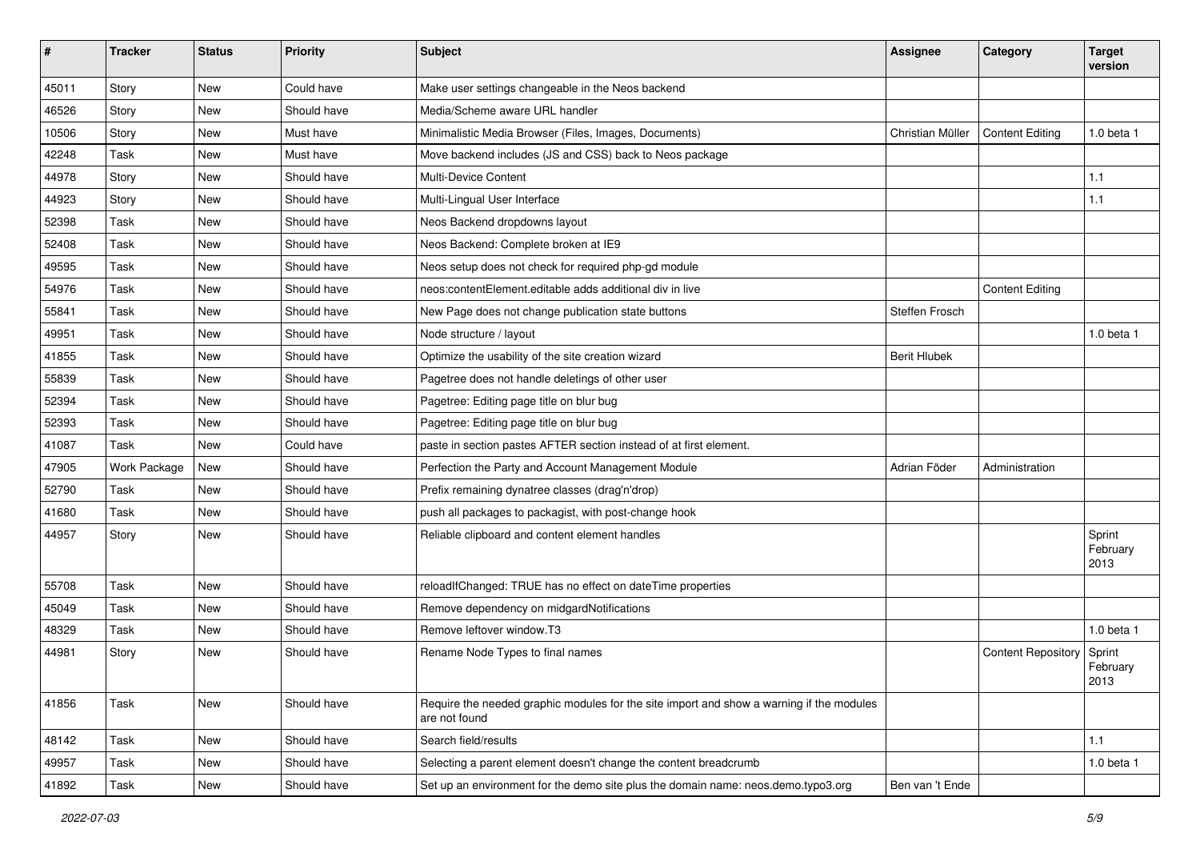| # | Tracker | Status | Priority | Subject | Assignee | Category | Target version |
|---|---|---|---|---|---|---|---|
| 45011 | Story | New | Could have | Make user settings changeable in the Neos backend | | | |
| 46526 | Story | New | Should have | Media/Scheme aware URL handler | | | |
| 10506 | Story | New | Must have | Minimalistic Media Browser (Files, Images, Documents) | Christian Müller | Content Editing | 1.0 beta 1 |
| 42248 | Task | New | Must have | Move backend includes (JS and CSS) back to Neos package | | | |
| 44978 | Story | New | Should have | Multi-Device Content | | | 1.1 |
| 44923 | Story | New | Should have | Multi-Lingual User Interface | | | 1.1 |
| 52398 | Task | New | Should have | Neos Backend dropdowns layout | | | |
| 52408 | Task | New | Should have | Neos Backend: Complete broken at IE9 | | | |
| 49595 | Task | New | Should have | Neos setup does not check for required php-gd module | | | |
| 54976 | Task | New | Should have | neos:contentElement.editable adds additional div in live | | Content Editing | |
| 55841 | Task | New | Should have | New Page does not change publication state buttons | Steffen Frosch | | |
| 49951 | Task | New | Should have | Node structure / layout | | | 1.0 beta 1 |
| 41855 | Task | New | Should have | Optimize the usability of the site creation wizard | Berit Hlubek | | |
| 55839 | Task | New | Should have | Pagetree does not handle deletings of other user | | | |
| 52394 | Task | New | Should have | Pagetree: Editing page title on blur bug | | | |
| 52393 | Task | New | Should have | Pagetree: Editing page title on blur bug | | | |
| 41087 | Task | New | Could have | paste in section pastes AFTER section instead of at first element. | | | |
| 47905 | Work Package | New | Should have | Perfection the Party and Account Management Module | Adrian Föder | Administration | |
| 52790 | Task | New | Should have | Prefix remaining dynatree classes (drag'n'drop) | | | |
| 41680 | Task | New | Should have | push all packages to packagist, with post-change hook | | | |
| 44957 | Story | New | Should have | Reliable clipboard and content element handles | | | Sprint February 2013 |
| 55708 | Task | New | Should have | reloadIfChanged: TRUE has no effect on dateTime properties | | | |
| 45049 | Task | New | Should have | Remove dependency on midgardNotifications | | | |
| 48329 | Task | New | Should have | Remove leftover window.T3 | | | 1.0 beta 1 |
| 44981 | Story | New | Should have | Rename Node Types to final names | | Content Repository | Sprint February 2013 |
| 41856 | Task | New | Should have | Require the needed graphic modules for the site import and show a warning if the modules are not found | | | |
| 48142 | Task | New | Should have | Search field/results | | | 1.1 |
| 49957 | Task | New | Should have | Selecting a parent element doesn't change the content breadcrumb | | | 1.0 beta 1 |
| 41892 | Task | New | Should have | Set up an environment for the demo site plus the domain name: neos.demo.typo3.org | Ben van 't Ende | | |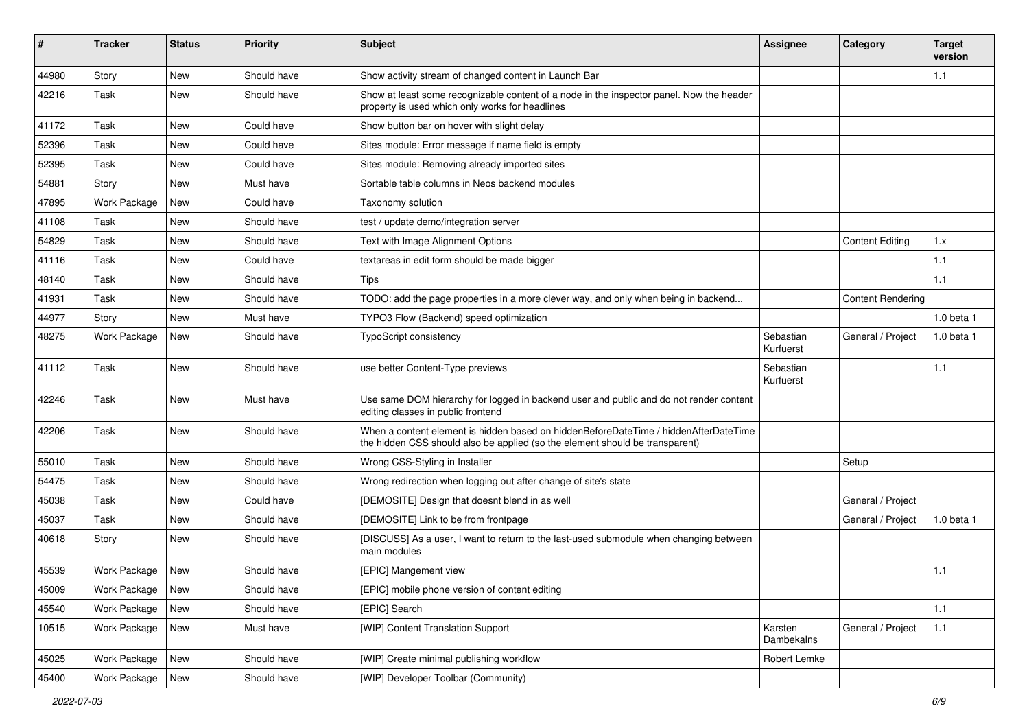| # | Tracker | Status | Priority | Subject | Assignee | Category | Target version |
|---|---|---|---|---|---|---|---|
| 44980 | Story | New | Should have | Show activity stream of changed content in Launch Bar | | | 1.1 |
| 42216 | Task | New | Should have | Show at least some recognizable content of a node in the inspector panel. Now the header property is used which only works for headlines | | | |
| 41172 | Task | New | Could have | Show button bar on hover with slight delay | | | |
| 52396 | Task | New | Could have | Sites module: Error message if name field is empty | | | |
| 52395 | Task | New | Could have | Sites module: Removing already imported sites | | | |
| 54881 | Story | New | Must have | Sortable table columns in Neos backend modules | | | |
| 47895 | Work Package | New | Could have | Taxonomy solution | | | |
| 41108 | Task | New | Should have | test / update demo/integration server | | | |
| 54829 | Task | New | Should have | Text with Image Alignment Options | | Content Editing | 1.x |
| 41116 | Task | New | Could have | textareas in edit form should be made bigger | | | 1.1 |
| 48140 | Task | New | Should have | Tips | | | 1.1 |
| 41931 | Task | New | Should have | TODO: add the page properties in a more clever way, and only when being in backend... | | Content Rendering | |
| 44977 | Story | New | Must have | TYPO3 Flow (Backend) speed optimization | | | 1.0 beta 1 |
| 48275 | Work Package | New | Should have | TypoScript consistency | Sebastian Kurfuerst | General / Project | 1.0 beta 1 |
| 41112 | Task | New | Should have | use better Content-Type previews | Sebastian Kurfuerst | | 1.1 |
| 42246 | Task | New | Must have | Use same DOM hierarchy for logged in backend user and public and do not render content editing classes in public frontend | | | |
| 42206 | Task | New | Should have | When a content element is hidden based on hiddenBeforeDateTime / hiddenAfterDateTime the hidden CSS should also be applied (so the element should be transparent) | | | |
| 55010 | Task | New | Should have | Wrong CSS-Styling in Installer | | Setup | |
| 54475 | Task | New | Should have | Wrong redirection when logging out after change of site's state | | | |
| 45038 | Task | New | Could have | [DEMOSITE] Design that doesnt blend in as well | | General / Project | |
| 45037 | Task | New | Should have | [DEMOSITE] Link to be from frontpage | | General / Project | 1.0 beta 1 |
| 40618 | Story | New | Should have | [DISCUSS] As a user, I want to return to the last-used submodule when changing between main modules | | | |
| 45539 | Work Package | New | Should have | [EPIC] Mangement view | | | 1.1 |
| 45009 | Work Package | New | Should have | [EPIC] mobile phone version of content editing | | | |
| 45540 | Work Package | New | Should have | [EPIC] Search | | | 1.1 |
| 10515 | Work Package | New | Must have | [WIP] Content Translation Support | Karsten Dambekalns | General / Project | 1.1 |
| 45025 | Work Package | New | Should have | [WIP] Create minimal publishing workflow | Robert Lemke | | |
| 45400 | Work Package | New | Should have | [WIP] Developer Toolbar (Community) | | | |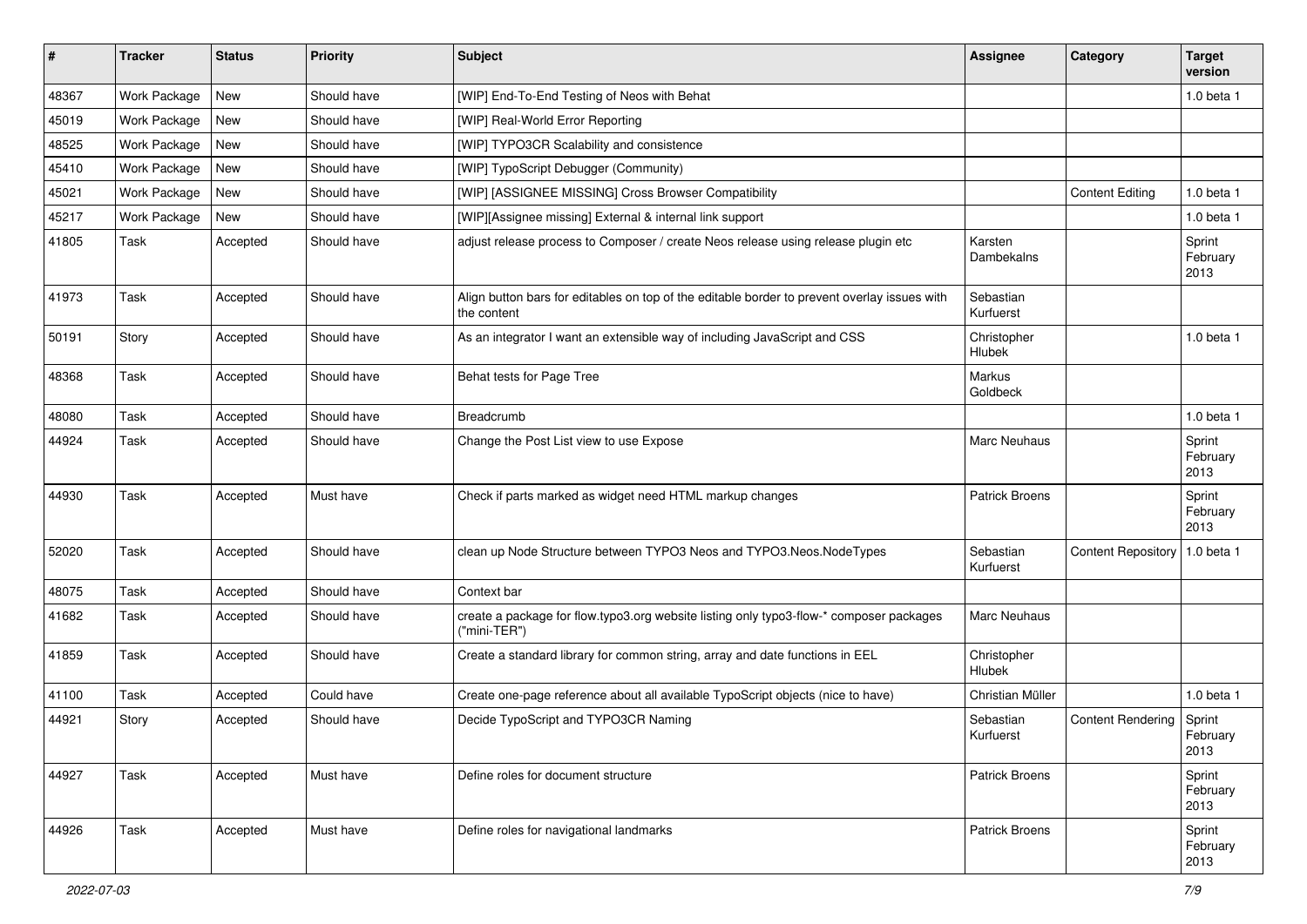| # | Tracker | Status | Priority | Subject | Assignee | Category | Target version |
|---|---|---|---|---|---|---|---|
| 48367 | Work Package | New | Should have | [WIP] End-To-End Testing of Neos with Behat | | | 1.0 beta 1 |
| 45019 | Work Package | New | Should have | [WIP] Real-World Error Reporting | | | |
| 48525 | Work Package | New | Should have | [WIP] TYPO3CR Scalability and consistence | | | |
| 45410 | Work Package | New | Should have | [WIP] TypoScript Debugger (Community) | | | |
| 45021 | Work Package | New | Should have | [WIP] [ASSIGNEE MISSING] Cross Browser Compatibility | | Content Editing | 1.0 beta 1 |
| 45217 | Work Package | New | Should have | [WIP][Assignee missing] External & internal link support | | | 1.0 beta 1 |
| 41805 | Task | Accepted | Should have | adjust release process to Composer / create Neos release using release plugin etc | Karsten Dambekalns | | Sprint February 2013 |
| 41973 | Task | Accepted | Should have | Align button bars for editables on top of the editable border to prevent overlay issues with the content | Sebastian Kurfuerst | | |
| 50191 | Story | Accepted | Should have | As an integrator I want an extensible way of including JavaScript and CSS | Christopher Hlubek | | 1.0 beta 1 |
| 48368 | Task | Accepted | Should have | Behat tests for Page Tree | Markus Goldbeck | | |
| 48080 | Task | Accepted | Should have | Breadcrumb | | | 1.0 beta 1 |
| 44924 | Task | Accepted | Should have | Change the Post List view to use Expose | Marc Neuhaus | | Sprint February 2013 |
| 44930 | Task | Accepted | Must have | Check if parts marked as widget need HTML markup changes | Patrick Broens | | Sprint February 2013 |
| 52020 | Task | Accepted | Should have | clean up Node Structure between TYPO3 Neos and TYPO3.Neos.NodeTypes | Sebastian Kurfuerst | Content Repository | 1.0 beta 1 |
| 48075 | Task | Accepted | Should have | Context bar | | | |
| 41682 | Task | Accepted | Should have | create a package for flow.typo3.org website listing only typo3-flow-* composer packages ("mini-TER") | Marc Neuhaus | | |
| 41859 | Task | Accepted | Should have | Create a standard library for common string, array and date functions in EEL | Christopher Hlubek | | |
| 41100 | Task | Accepted | Could have | Create one-page reference about all available TypoScript objects (nice to have) | Christian Müller | | 1.0 beta 1 |
| 44921 | Story | Accepted | Should have | Decide TypoScript and TYPO3CR Naming | Sebastian Kurfuerst | Content Rendering | Sprint February 2013 |
| 44927 | Task | Accepted | Must have | Define roles for document structure | Patrick Broens | | Sprint February 2013 |
| 44926 | Task | Accepted | Must have | Define roles for navigational landmarks | Patrick Broens | | Sprint February 2013 |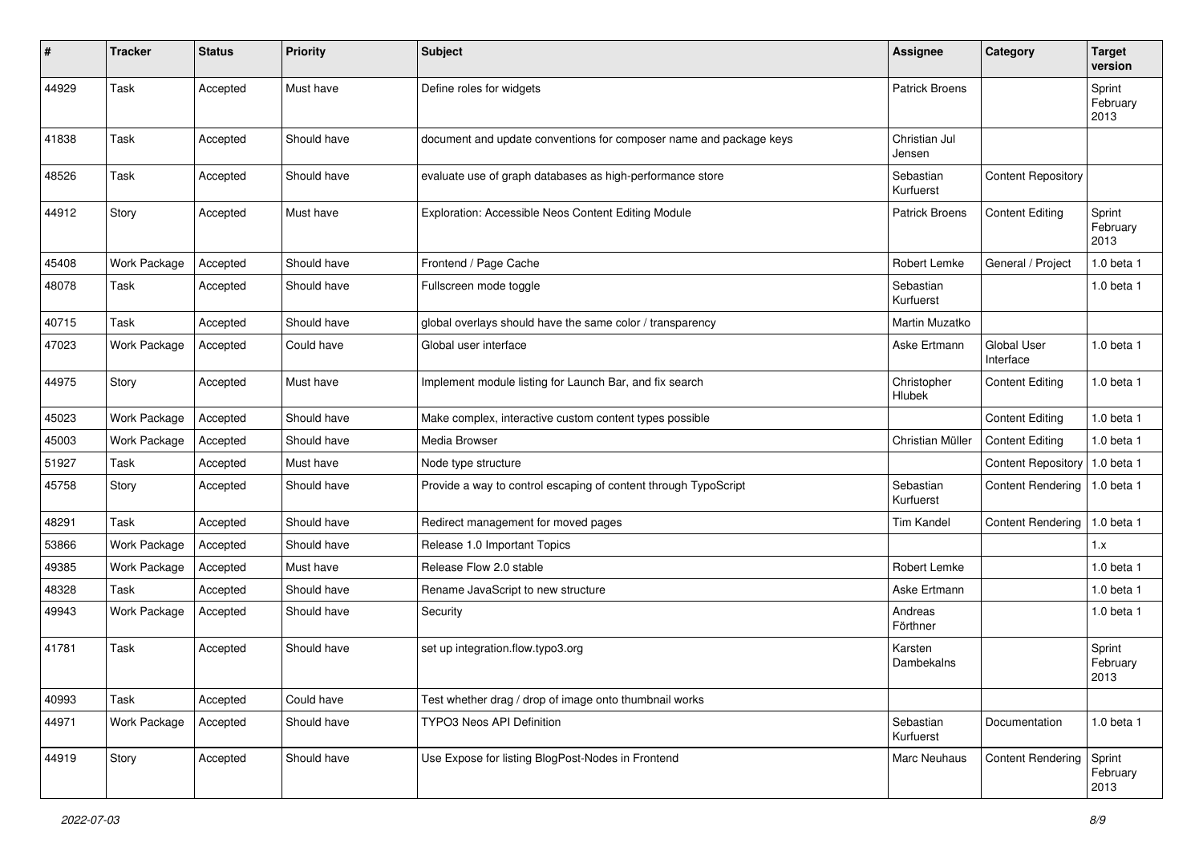| # | Tracker | Status | Priority | Subject | Assignee | Category | Target version |
|---|---|---|---|---|---|---|---|
| 44929 | Task | Accepted | Must have | Define roles for widgets | Patrick Broens | | Sprint February 2013 |
| 41838 | Task | Accepted | Should have | document and update conventions for composer name and package keys | Christian Jul Jensen | | |
| 48526 | Task | Accepted | Should have | evaluate use of graph databases as high-performance store | Sebastian Kurfuerst | Content Repository | |
| 44912 | Story | Accepted | Must have | Exploration: Accessible Neos Content Editing Module | Patrick Broens | Content Editing | Sprint February 2013 |
| 45408 | Work Package | Accepted | Should have | Frontend / Page Cache | Robert Lemke | General / Project | 1.0 beta 1 |
| 48078 | Task | Accepted | Should have | Fullscreen mode toggle | Sebastian Kurfuerst | | 1.0 beta 1 |
| 40715 | Task | Accepted | Should have | global overlays should have the same color / transparency | Martin Muzatko | | |
| 47023 | Work Package | Accepted | Could have | Global user interface | Aske Ertmann | Global User Interface | 1.0 beta 1 |
| 44975 | Story | Accepted | Must have | Implement module listing for Launch Bar, and fix search | Christopher Hlubek | Content Editing | 1.0 beta 1 |
| 45023 | Work Package | Accepted | Should have | Make complex, interactive custom content types possible | | Content Editing | 1.0 beta 1 |
| 45003 | Work Package | Accepted | Should have | Media Browser | Christian Müller | Content Editing | 1.0 beta 1 |
| 51927 | Task | Accepted | Must have | Node type structure | | Content Repository | 1.0 beta 1 |
| 45758 | Story | Accepted | Should have | Provide a way to control escaping of content through TypoScript | Sebastian Kurfuerst | Content Rendering | 1.0 beta 1 |
| 48291 | Task | Accepted | Should have | Redirect management for moved pages | Tim Kandel | Content Rendering | 1.0 beta 1 |
| 53866 | Work Package | Accepted | Should have | Release 1.0 Important Topics | | | 1.x |
| 49385 | Work Package | Accepted | Must have | Release Flow 2.0 stable | Robert Lemke | | 1.0 beta 1 |
| 48328 | Task | Accepted | Should have | Rename JavaScript to new structure | Aske Ertmann | | 1.0 beta 1 |
| 49943 | Work Package | Accepted | Should have | Security | Andreas Förthner | | 1.0 beta 1 |
| 41781 | Task | Accepted | Should have | set up integration.flow.typo3.org | Karsten Dambekalns | | Sprint February 2013 |
| 40993 | Task | Accepted | Could have | Test whether drag / drop of image onto thumbnail works | | | |
| 44971 | Work Package | Accepted | Should have | TYPO3 Neos API Definition | Sebastian Kurfuerst | Documentation | 1.0 beta 1 |
| 44919 | Story | Accepted | Should have | Use Expose for listing BlogPost-Nodes in Frontend | Marc Neuhaus | Content Rendering | Sprint February 2013 |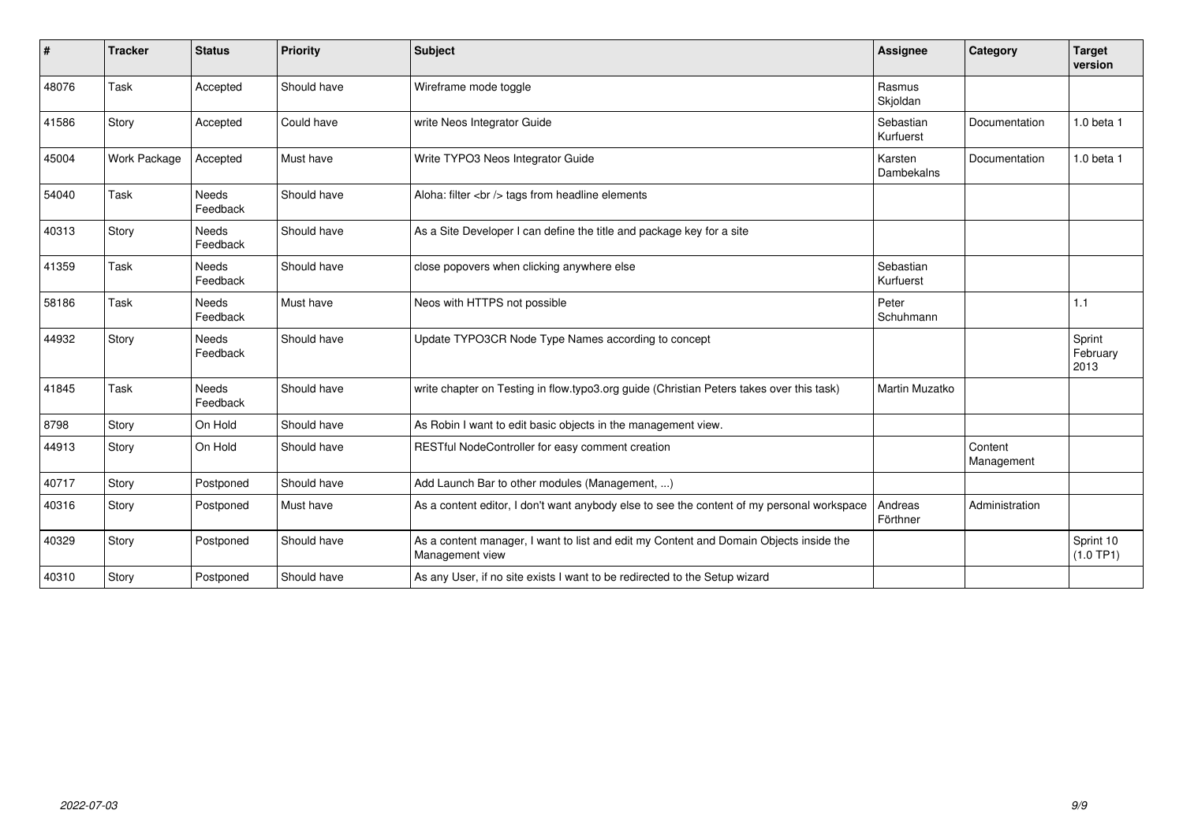| # | Tracker | Status | Priority | Subject | Assignee | Category | Target version |
|---|---|---|---|---|---|---|---|
| 48076 | Task | Accepted | Should have | Wireframe mode toggle | Rasmus Skjoldan | | |
| 41586 | Story | Accepted | Could have | write Neos Integrator Guide | Sebastian Kurfuerst | Documentation | 1.0 beta 1 |
| 45004 | Work Package | Accepted | Must have | Write TYPO3 Neos Integrator Guide | Karsten Dambekalns | Documentation | 1.0 beta 1 |
| 54040 | Task | Needs Feedback | Should have | Aloha: filter <br /> tags from headline elements | | | |
| 40313 | Story | Needs Feedback | Should have | As a Site Developer I can define the title and package key for a site | | | |
| 41359 | Task | Needs Feedback | Should have | close popovers when clicking anywhere else | Sebastian Kurfuerst | | |
| 58186 | Task | Needs Feedback | Must have | Neos with HTTPS not possible | Peter Schuhmann | | 1.1 |
| 44932 | Story | Needs Feedback | Should have | Update TYPO3CR Node Type Names according to concept | | | Sprint February 2013 |
| 41845 | Task | Needs Feedback | Should have | write chapter on Testing in flow.typo3.org guide (Christian Peters takes over this task) | Martin Muzatko | | |
| 8798 | Story | On Hold | Should have | As Robin I want to edit basic objects in the management view. | | | |
| 44913 | Story | On Hold | Should have | RESTful NodeController for easy comment creation | | Content Management | |
| 40717 | Story | Postponed | Should have | Add Launch Bar to other modules (Management, ...) | | | |
| 40316 | Story | Postponed | Must have | As a content editor, I don't want anybody else to see the content of my personal workspace | Andreas Förthner | Administration | |
| 40329 | Story | Postponed | Should have | As a content manager, I want to list and edit my Content and Domain Objects inside the Management view | | | Sprint 10 (1.0 TP1) |
| 40310 | Story | Postponed | Should have | As any User, if no site exists I want to be redirected to the Setup wizard | | | |